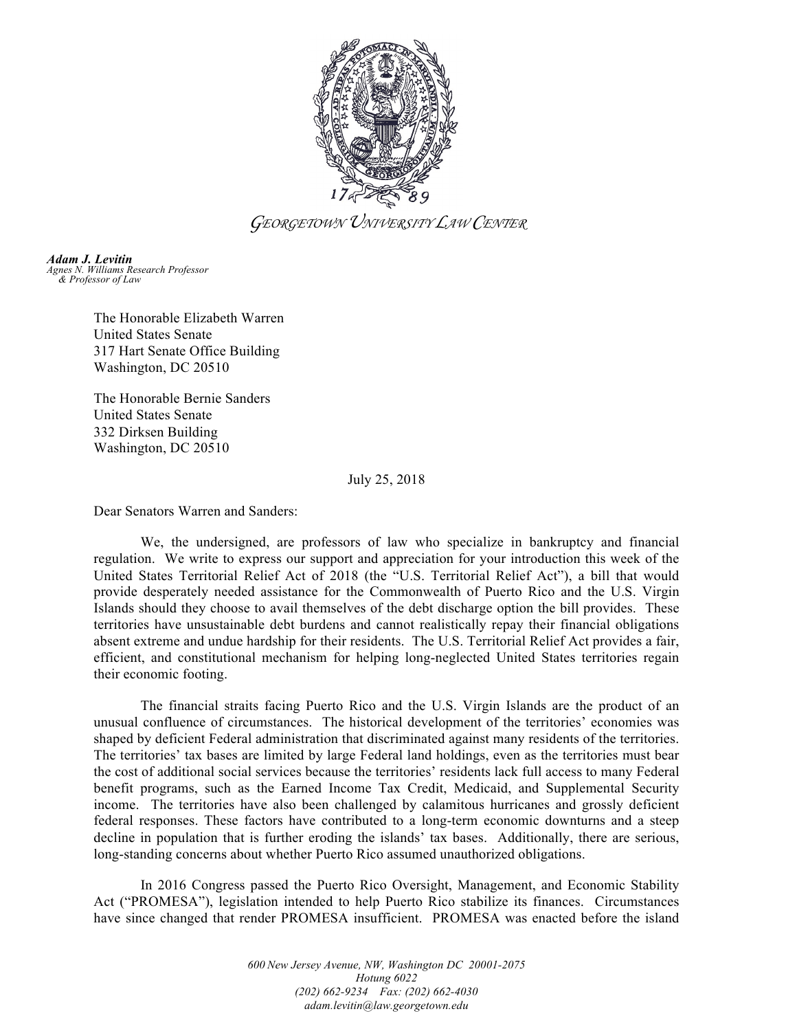*GEORGETOWN UNIVERSITY LAW CENTER*

***Adam J. Levitin***
*Agnes N. Williams Research Professor & Professor of Law*

The Honorable Elizabeth Warren
United States Senate
317 Hart Senate Office Building
Washington, DC 20510

The Honorable Bernie Sanders
United States Senate
332 Dirksen Building
Washington, DC 20510

July 25, 2018

Dear Senators Warren and Sanders:

We, the undersigned, are professors of law who specialize in bankruptcy and financial regulation. We write to express our support and appreciation for your introduction this week of the United States Territorial Relief Act of 2018 (the "U.S. Territorial Relief Act"), a bill that would provide desperately needed assistance for the Commonwealth of Puerto Rico and the U.S. Virgin Islands should they choose to avail themselves of the debt discharge option the bill provides. These territories have unsustainable debt burdens and cannot realistically repay their financial obligations absent extreme and undue hardship for their residents. The U.S. Territorial Relief Act provides a fair, efficient, and constitutional mechanism for helping long-neglected United States territories regain their economic footing.

The financial straits facing Puerto Rico and the U.S. Virgin Islands are the product of an unusual confluence of circumstances. The historical development of the territories' economies was shaped by deficient Federal administration that discriminated against many residents of the territories. The territories' tax bases are limited by large Federal land holdings, even as the territories must bear the cost of additional social services because the territories' residents lack full access to many Federal benefit programs, such as the Earned Income Tax Credit, Medicaid, and Supplemental Security income. The territories have also been challenged by calamitous hurricanes and grossly deficient federal responses. These factors have contributed to a long-term economic downturns and a steep decline in population that is further eroding the islands' tax bases. Additionally, there are serious, long-standing concerns about whether Puerto Rico assumed unauthorized obligations.

In 2016 Congress passed the Puerto Rico Oversight, Management, and Economic Stability Act ("PROMESA"), legislation intended to help Puerto Rico stabilize its finances. Circumstances have since changed that render PROMESA insufficient. PROMESA was enacted before the island

*600 New Jersey Avenue, NW, Washington DC 20001-2075*
*Hotung 6022*
*(202) 662-9234 Fax: (202) 662-4030*
*adam.levitin@law.georgetown.edu*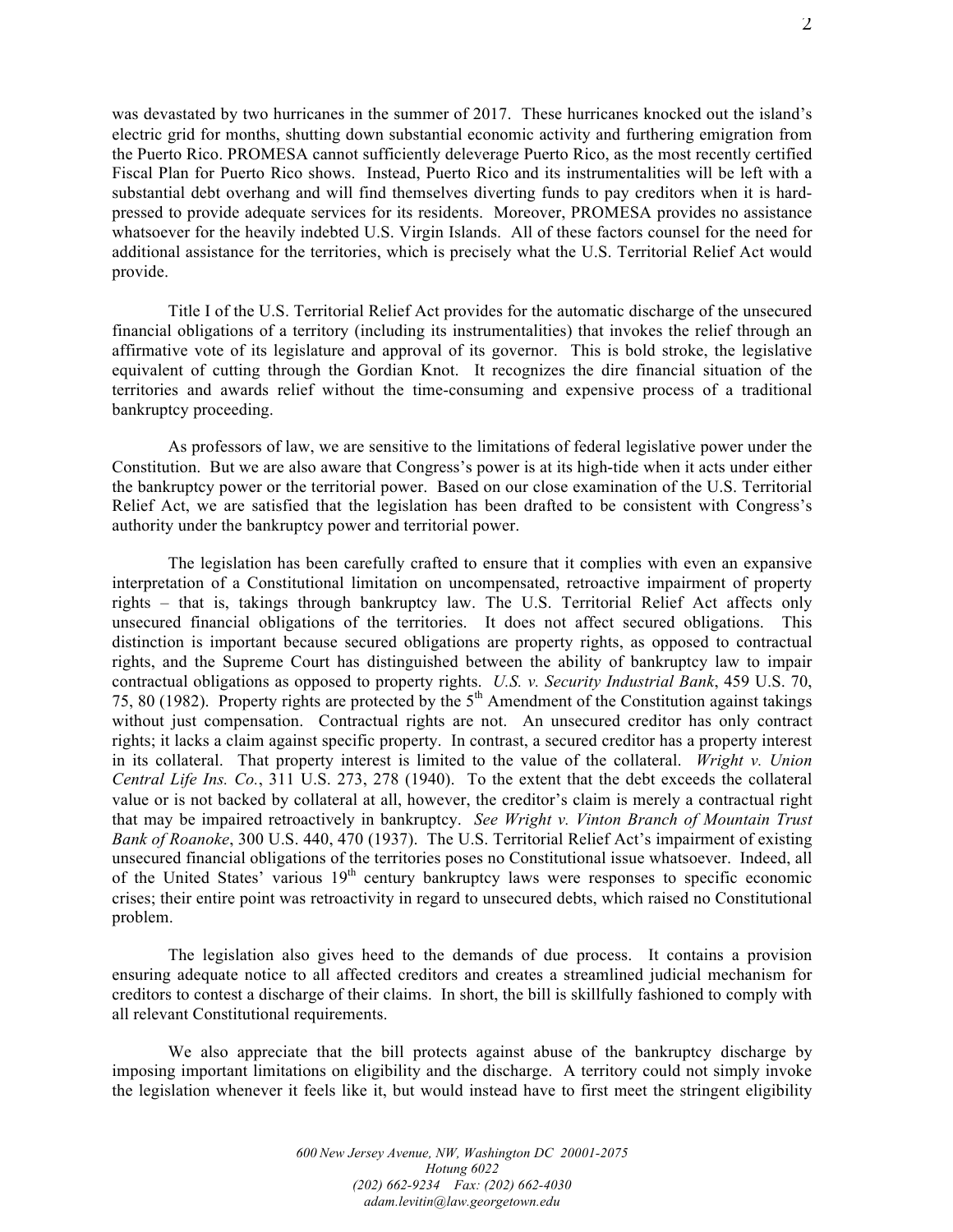was devastated by two hurricanes in the summer of 2017. These hurricanes knocked out the island's electric grid for months, shutting down substantial economic activity and furthering emigration from the Puerto Rico. PROMESA cannot sufficiently deleverage Puerto Rico, as the most recently certified Fiscal Plan for Puerto Rico shows. Instead, Puerto Rico and its instrumentalities will be left with a substantial debt overhang and will find themselves diverting funds to pay creditors when it is hard-pressed to provide adequate services for its residents. Moreover, PROMESA provides no assistance whatsoever for the heavily indebted U.S. Virgin Islands. All of these factors counsel for the need for additional assistance for the territories, which is precisely what the U.S. Territorial Relief Act would provide.

Title I of the U.S. Territorial Relief Act provides for the automatic discharge of the unsecured financial obligations of a territory (including its instrumentalities) that invokes the relief through an affirmative vote of its legislature and approval of its governor. This is bold stroke, the legislative equivalent of cutting through the Gordian Knot. It recognizes the dire financial situation of the territories and awards relief without the time-consuming and expensive process of a traditional bankruptcy proceeding.

As professors of law, we are sensitive to the limitations of federal legislative power under the Constitution. But we are also aware that Congress's power is at its high-tide when it acts under either the bankruptcy power or the territorial power. Based on our close examination of the U.S. Territorial Relief Act, we are satisfied that the legislation has been drafted to be consistent with Congress's authority under the bankruptcy power and territorial power.

The legislation has been carefully crafted to ensure that it complies with even an expansive interpretation of a Constitutional limitation on uncompensated, retroactive impairment of property rights – that is, takings through bankruptcy law. The U.S. Territorial Relief Act affects only unsecured financial obligations of the territories. It does not affect secured obligations. This distinction is important because secured obligations are property rights, as opposed to contractual rights, and the Supreme Court has distinguished between the ability of bankruptcy law to impair contractual obligations as opposed to property rights. *U.S. v. Security Industrial Bank*, 459 U.S. 70, 75, 80 (1982). Property rights are protected by the 5th Amendment of the Constitution against takings without just compensation. Contractual rights are not. An unsecured creditor has only contract rights; it lacks a claim against specific property. In contrast, a secured creditor has a property interest in its collateral. That property interest is limited to the value of the collateral. *Wright v. Union Central Life Ins. Co.*, 311 U.S. 273, 278 (1940). To the extent that the debt exceeds the collateral value or is not backed by collateral at all, however, the creditor's claim is merely a contractual right that may be impaired retroactively in bankruptcy. *See Wright v. Vinton Branch of Mountain Trust Bank of Roanoke*, 300 U.S. 440, 470 (1937). The U.S. Territorial Relief Act's impairment of existing unsecured financial obligations of the territories poses no Constitutional issue whatsoever. Indeed, all of the United States' various 19th century bankruptcy laws were responses to specific economic crises; their entire point was retroactivity in regard to unsecured debts, which raised no Constitutional problem.

The legislation also gives heed to the demands of due process. It contains a provision ensuring adequate notice to all affected creditors and creates a streamlined judicial mechanism for creditors to contest a discharge of their claims. In short, the bill is skillfully fashioned to comply with all relevant Constitutional requirements.

We also appreciate that the bill protects against abuse of the bankruptcy discharge by imposing important limitations on eligibility and the discharge. A territory could not simply invoke the legislation whenever it feels like it, but would instead have to first meet the stringent eligibility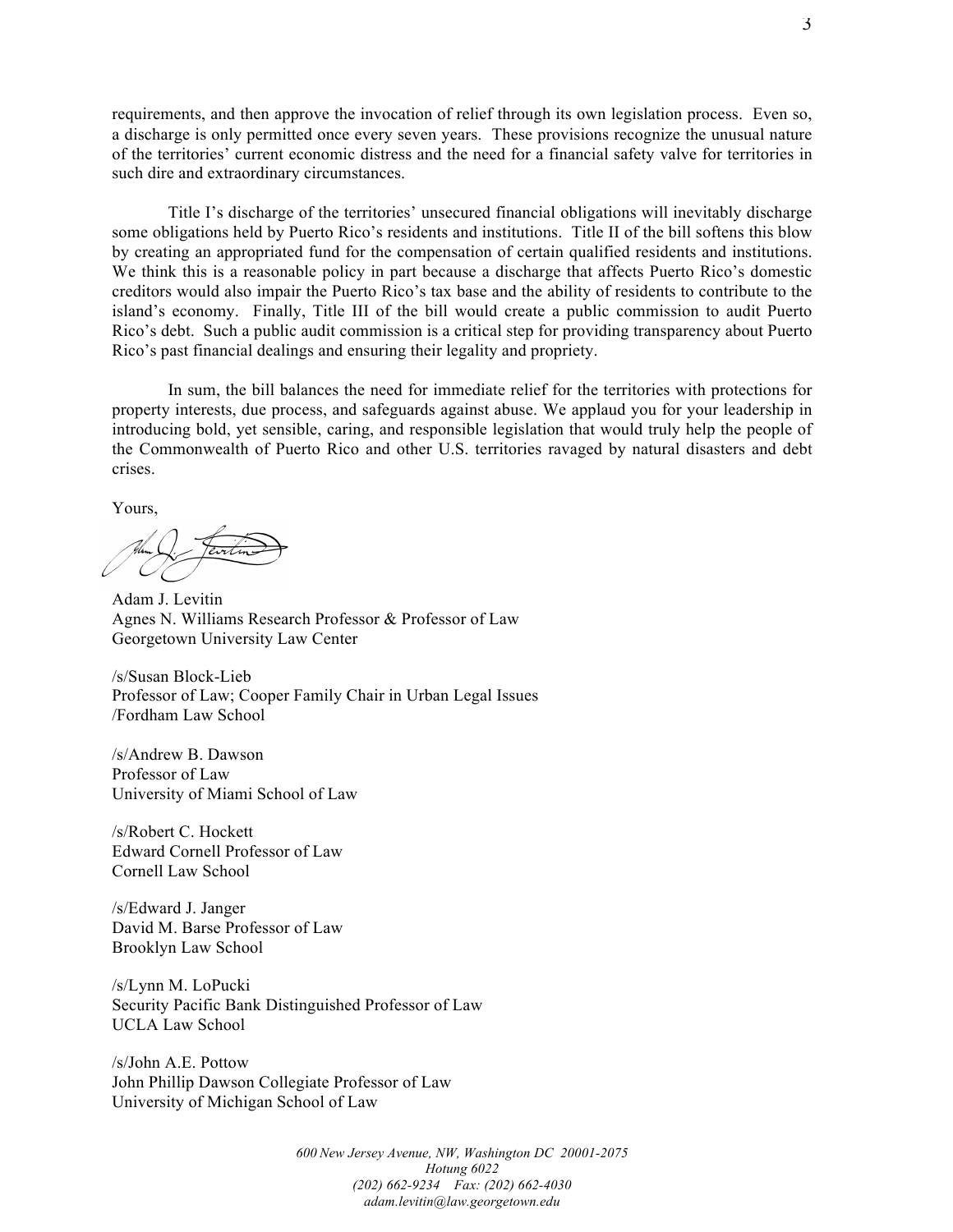requirements, and then approve the invocation of relief through its own legislation process. Even so, a discharge is only permitted once every seven years. These provisions recognize the unusual nature of the territories' current economic distress and the need for a financial safety valve for territories in such dire and extraordinary circumstances.

Title I's discharge of the territories' unsecured financial obligations will inevitably discharge some obligations held by Puerto Rico's residents and institutions. Title II of the bill softens this blow by creating an appropriated fund for the compensation of certain qualified residents and institutions. We think this is a reasonable policy in part because a discharge that affects Puerto Rico's domestic creditors would also impair the Puerto Rico's tax base and the ability of residents to contribute to the island's economy. Finally, Title III of the bill would create a public commission to audit Puerto Rico's debt. Such a public audit commission is a critical step for providing transparency about Puerto Rico's past financial dealings and ensuring their legality and propriety.

In sum, the bill balances the need for immediate relief for the territories with protections for property interests, due process, and safeguards against abuse. We applaud you for your leadership in introducing bold, yet sensible, caring, and responsible legislation that would truly help the people of the Commonwealth of Puerto Rico and other U.S. territories ravaged by natural disasters and debt crises.

Yours,

Adam J. Levitin  
Agnes N. Williams Research Professor & Professor of Law  
Georgetown University Law Center

/s/Susan Block-Lieb  
Professor of Law; Cooper Family Chair in Urban Legal Issues  
/Fordham Law School

/s/Andrew B. Dawson  
Professor of Law  
University of Miami School of Law

/s/Robert C. Hockett  
Edward Cornell Professor of Law  
Cornell Law School

/s/Edward J. Janger  
David M. Barse Professor of Law  
Brooklyn Law School

/s/Lynn M. LoPucki  
Security Pacific Bank Distinguished Professor of Law  
UCLA Law School

/s/John A.E. Pottow  
John Phillip Dawson Collegiate Professor of Law  
University of Michigan School of Law

*600 New Jersey Avenue, NW, Washington DC 20001-2075*  
*Hotung 6022*  
*(202) 662-9234 Fax: (202) 662-4030*  
*adam.levitin@law.georgetown.edu*